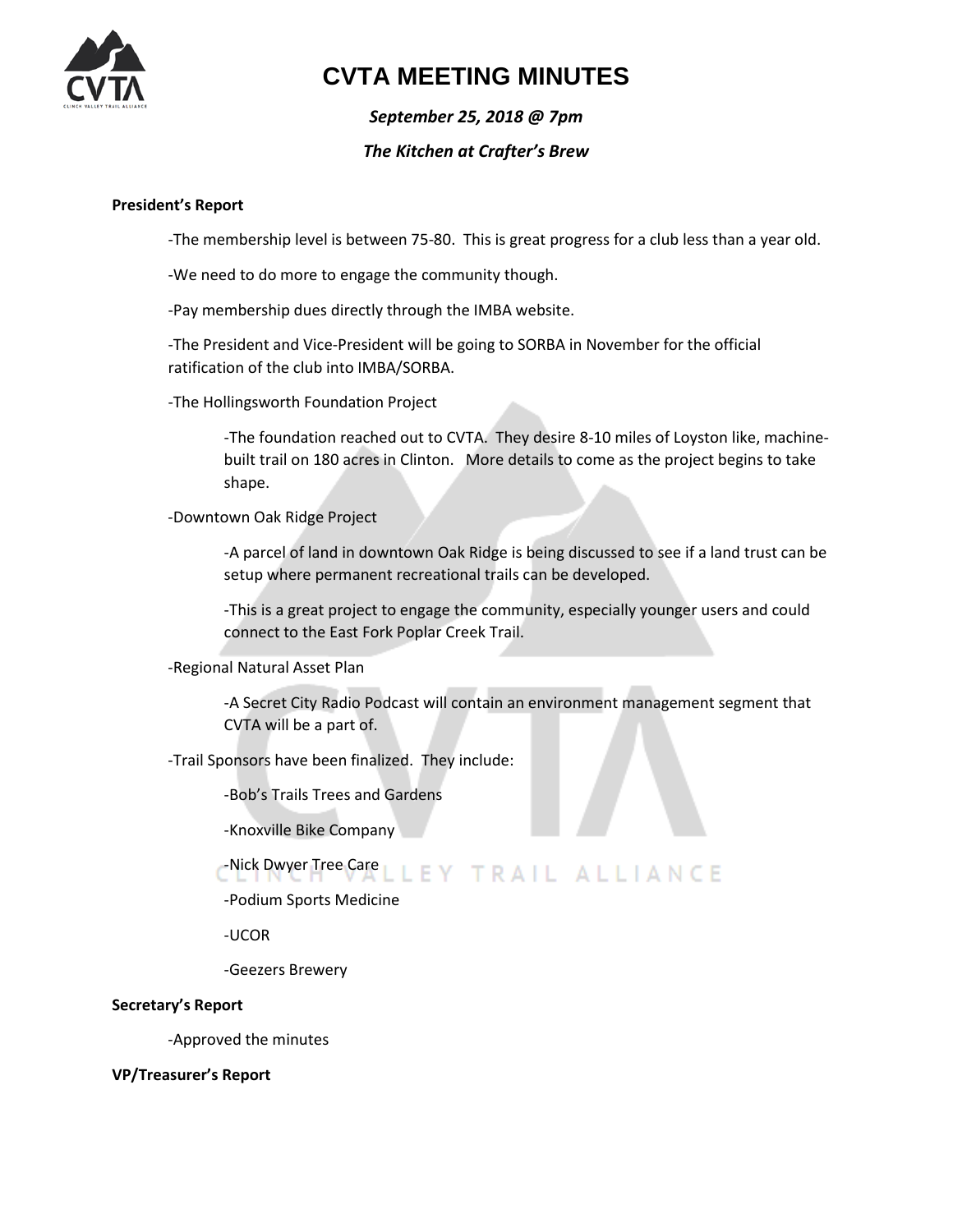# CVTA MEETING MINUTES

***September 25, 2018 @ 7pm***

***The Kitchen at Crafter's Brew***

**President's Report**

-The membership level is between 75-80. This is great progress for a club less than a year old.

-We need to do more to engage the community though.

-Pay membership dues directly through the IMBA website.

-The President and Vice-President will be going to SORBA in November for the official ratification of the club into IMBA/SORBA.

-The Hollingsworth Foundation Project

> -The foundation reached out to CVTA. They desire 8-10 miles of Loyston like, machine-built trail on 180 acres in Clinton. More details to come as the project begins to take shape.

-Downtown Oak Ridge Project

> -A parcel of land in downtown Oak Ridge is being discussed to see if a land trust can be setup where permanent recreational trails can be developed.
>
> -This is a great project to engage the community, especially younger users and could connect to the East Fork Poplar Creek Trail.

-Regional Natural Asset Plan

> -A Secret City Radio Podcast will contain an environment management segment that CVTA will be a part of.

-Trail Sponsors have been finalized. They include:

> -Bob's Trails Trees and Gardens
>
> -Knoxville Bike Company
>
> -Nick Dwyer Tree Care
>
> -Podium Sports Medicine
>
> -UCOR
>
> -Geezers Brewery

**Secretary's Report**

-Approved the minutes

**VP/Treasurer's Report**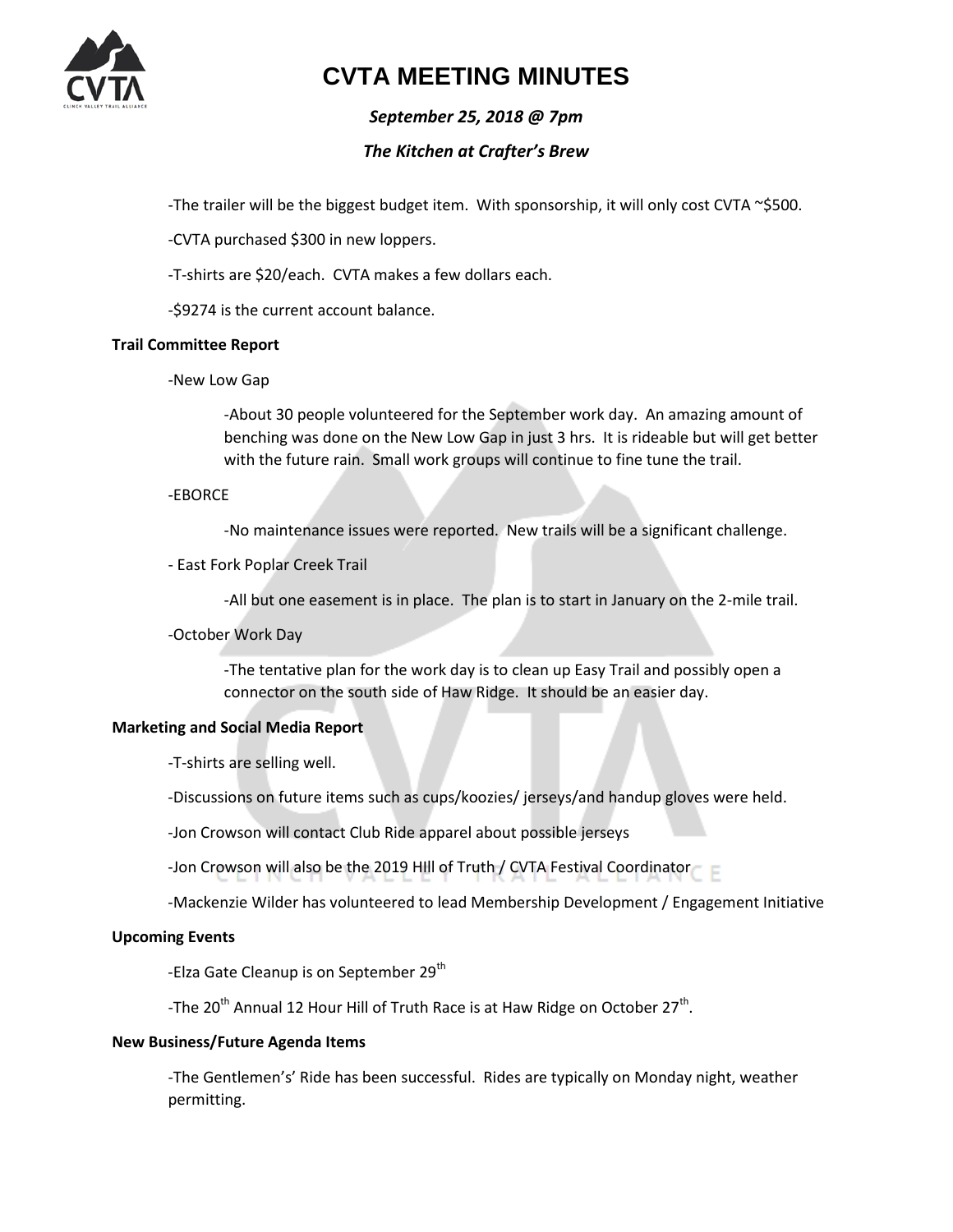# CVTA MEETING MINUTES

*September 25, 2018 @ 7pm*

*The Kitchen at Crafter's Brew*

-The trailer will be the biggest budget item. With sponsorship, it will only cost CVTA ~$500.

-CVTA purchased $300 in new loppers.

-T-shirts are $20/each. CVTA makes a few dollars each.

-$9274 is the current account balance.

**Trail Committee Report**

-New Low Gap

-About 30 people volunteered for the September work day. An amazing amount of benching was done on the New Low Gap in just 3 hrs. It is rideable but will get better with the future rain. Small work groups will continue to fine tune the trail.

-EBORCE

-No maintenance issues were reported. New trails will be a significant challenge.

- East Fork Poplar Creek Trail

-All but one easement is in place. The plan is to start in January on the 2-mile trail.

-October Work Day

-The tentative plan for the work day is to clean up Easy Trail and possibly open a connector on the south side of Haw Ridge. It should be an easier day.

**Marketing and Social Media Report**

-T-shirts are selling well.

-Discussions on future items such as cups/koozies/ jerseys/and handup gloves were held.

-Jon Crowson will contact Club Ride apparel about possible jerseys

-Jon Crowson will also be the 2019 HIll of Truth / CVTA Festival Coordinator

-Mackenzie Wilder has volunteered to lead Membership Development / Engagement Initiative

**Upcoming Events**

-Elza Gate Cleanup is on September 29th

-The 20th Annual 12 Hour Hill of Truth Race is at Haw Ridge on October 27th.

**New Business/Future Agenda Items**

-The Gentlemen's' Ride has been successful. Rides are typically on Monday night, weather permitting.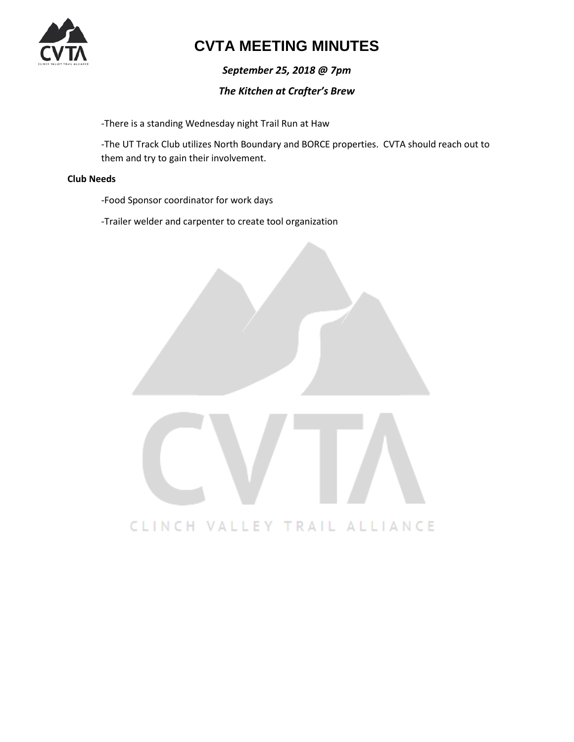# CVTA MEETING MINUTES

***September 25, 2018 @ 7pm***

***The Kitchen at Crafter's Brew***

-There is a standing Wednesday night Trail Run at Haw

-The UT Track Club utilizes North Boundary and BORCE properties. CVTA should reach out to them and try to gain their involvement.

**Club Needs**

-Food Sponsor coordinator for work days

-Trailer welder and carpenter to create tool organization